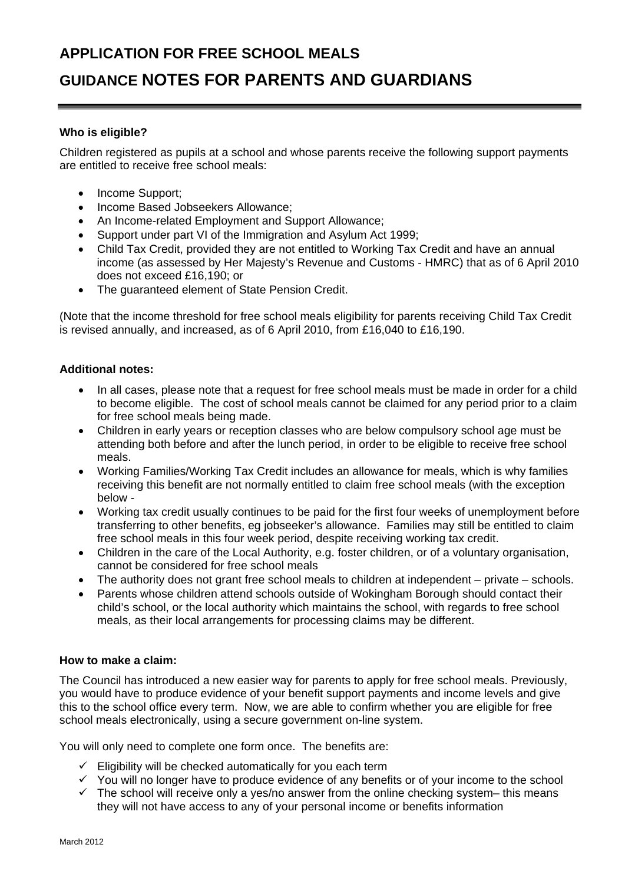# APPLICATION FOR FREE SCHOOL MEALS

# GUIDANCE NOTES FOR PARENTS AND GUARDIANS

**Who is eligible?**

Children registered as pupils at a school and whose parents receive the following support payments are entitled to receive free school meals:

- Income Support;
- Income Based Jobseekers Allowance;
- An Income-related Employment and Support Allowance;
- Support under part VI of the Immigration and Asylum Act 1999;
- Child Tax Credit, provided they are not entitled to Working Tax Credit and have an annual income (as assessed by Her Majesty's Revenue and Customs - HMRC) that as of 6 April 2010 does not exceed £16,190; or
- The guaranteed element of State Pension Credit.

(Note that the income threshold for free school meals eligibility for parents receiving Child Tax Credit is revised annually, and increased, as of 6 April 2010, from £16,040 to £16,190.

**Additional notes:**

- In all cases, please note that a request for free school meals must be made in order for a child to become eligible. The cost of school meals cannot be claimed for any period prior to a claim for free school meals being made.
- Children in early years or reception classes who are below compulsory school age must be attending both before and after the lunch period, in order to be eligible to receive free school meals.
- Working Families/Working Tax Credit includes an allowance for meals, which is why families receiving this benefit are not normally entitled to claim free school meals (with the exception below -
- Working tax credit usually continues to be paid for the first four weeks of unemployment before transferring to other benefits, eg jobseeker's allowance. Families may still be entitled to claim free school meals in this four week period, despite receiving working tax credit.
- Children in the care of the Local Authority, e.g. foster children, or of a voluntary organisation, cannot be considered for free school meals
- The authority does not grant free school meals to children at independent – private – schools.
- Parents whose children attend schools outside of Wokingham Borough should contact their child's school, or the local authority which maintains the school, with regards to free school meals, as their local arrangements for processing claims may be different.

**How to make a claim:**

The Council has introduced a new easier way for parents to apply for free school meals. Previously, you would have to produce evidence of your benefit support payments and income levels and give this to the school office every term. Now, we are able to confirm whether you are eligible for free school meals electronically, using a secure government on-line system.

You will only need to complete one form once. The benefits are:

- ✓ Eligibility will be checked automatically for you each term
- ✓ You will no longer have to produce evidence of any benefits or of your income to the school
- ✓ The school will receive only a yes/no answer from the online checking system– this means they will not have access to any of your personal income or benefits information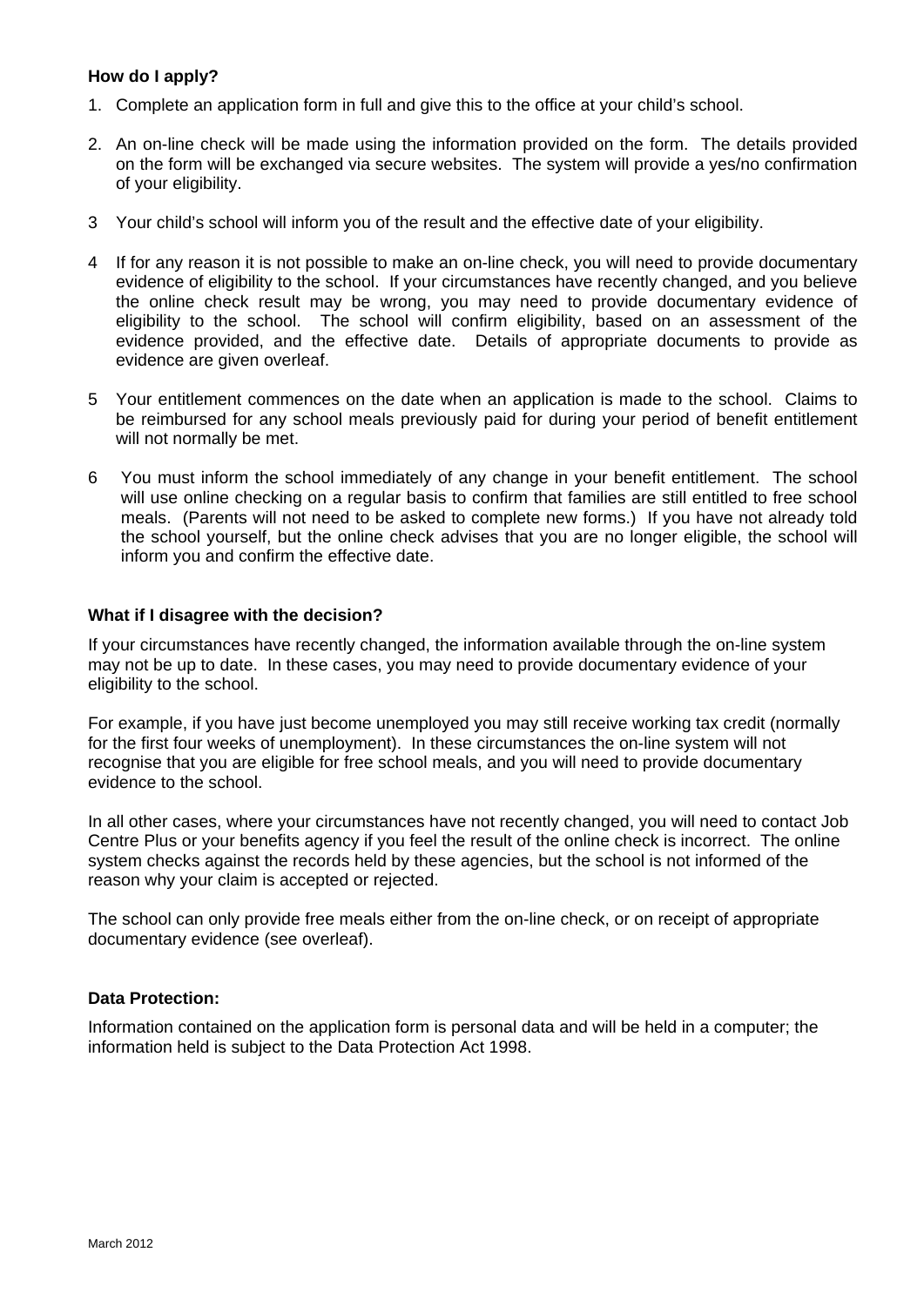**How do I apply?**

1. Complete an application form in full and give this to the office at your child's school.

2. An on-line check will be made using the information provided on the form. The details provided on the form will be exchanged via secure websites. The system will provide a yes/no confirmation of your eligibility.

3. Your child's school will inform you of the result and the effective date of your eligibility.

4. If for any reason it is not possible to make an on-line check, you will need to provide documentary evidence of eligibility to the school. If your circumstances have recently changed, and you believe the online check result may be wrong, you may need to provide documentary evidence of eligibility to the school. The school will confirm eligibility, based on an assessment of the evidence provided, and the effective date. Details of appropriate documents to provide as evidence are given overleaf.

5. Your entitlement commences on the date when an application is made to the school. Claims to be reimbursed for any school meals previously paid for during your period of benefit entitlement will not normally be met.

6. You must inform the school immediately of any change in your benefit entitlement. The school will use online checking on a regular basis to confirm that families are still entitled to free school meals. (Parents will not need to be asked to complete new forms.) If you have not already told the school yourself, but the online check advises that you are no longer eligible, the school will inform you and confirm the effective date.

**What if I disagree with the decision?**

If your circumstances have recently changed, the information available through the on-line system may not be up to date. In these cases, you may need to provide documentary evidence of your eligibility to the school.

For example, if you have just become unemployed you may still receive working tax credit (normally for the first four weeks of unemployment). In these circumstances the on-line system will not recognise that you are eligible for free school meals, and you will need to provide documentary evidence to the school.

In all other cases, where your circumstances have not recently changed, you will need to contact Job Centre Plus or your benefits agency if you feel the result of the online check is incorrect. The online system checks against the records held by these agencies, but the school is not informed of the reason why your claim is accepted or rejected.

The school can only provide free meals either from the on-line check, or on receipt of appropriate documentary evidence (see overleaf).

**Data Protection:**

Information contained on the application form is personal data and will be held in a computer; the information held is subject to the Data Protection Act 1998.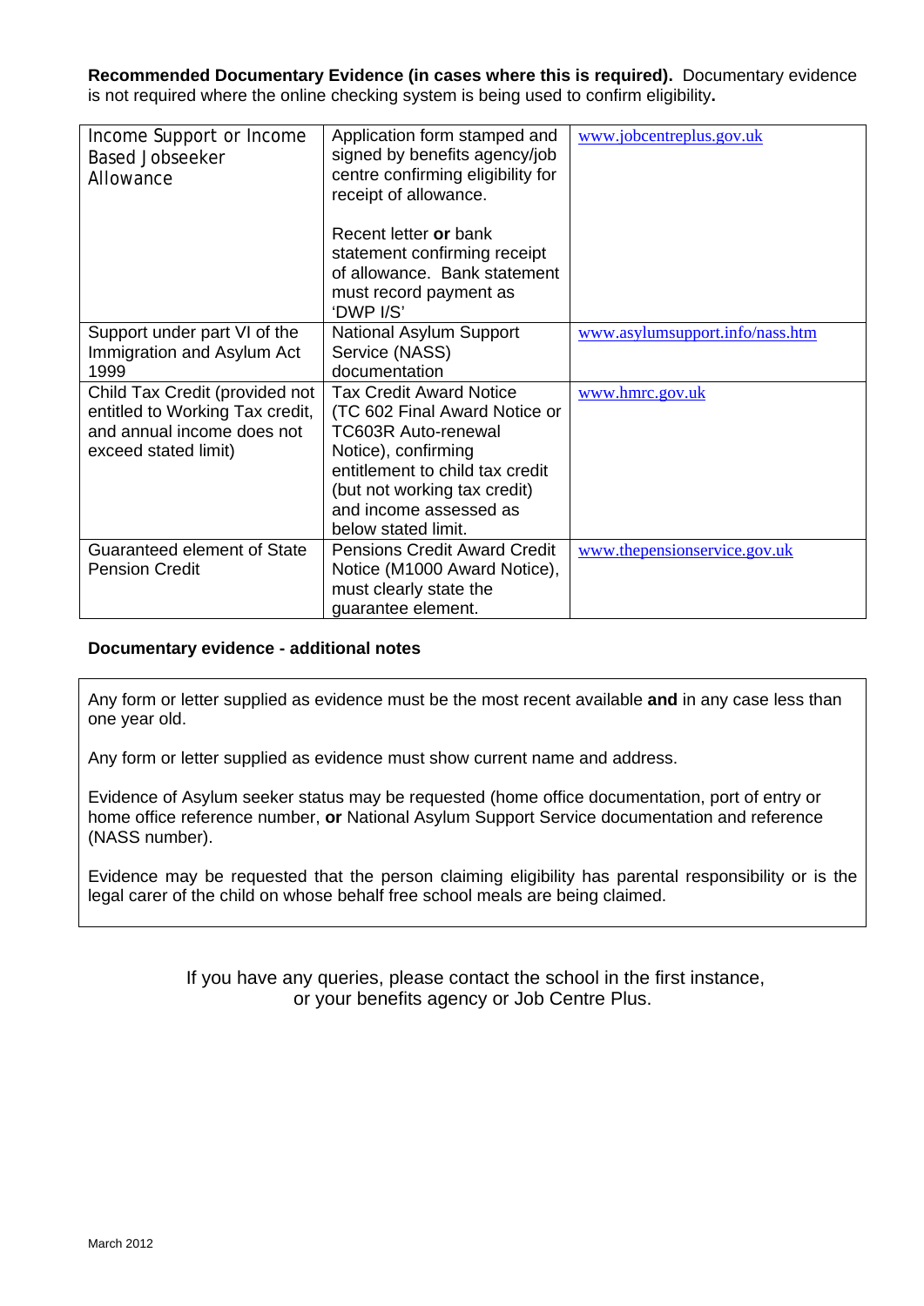**Recommended Documentary Evidence (in cases where this is required).** Documentary evidence is not required where the online checking system is being used to confirm eligibility**.**

| | | |
|---|---|---|
| Income Support or Income Based Jobseeker Allowance | Application form stamped and signed by benefits agency/job centre confirming eligibility for receipt of allowance.<br><br>Recent letter **or** bank statement confirming receipt of allowance. Bank statement must record payment as 'DWP I/S' | www.jobcentreplus.gov.uk |
| Support under part VI of the Immigration and Asylum Act 1999 | National Asylum Support Service (NASS) documentation | www.asylumsupport.info/nass.htm |
| Child Tax Credit (provided not entitled to Working Tax credit, and annual income does not exceed stated limit) | Tax Credit Award Notice (TC 602 Final Award Notice or TC603R Auto-renewal Notice), confirming entitlement to child tax credit (but not working tax credit) and income assessed as below stated limit. | www.hmrc.gov.uk |
| Guaranteed element of State Pension Credit | Pensions Credit Award Credit Notice (M1000 Award Notice), must clearly state the guarantee element. | www.thepensionservice.gov.uk |

**Documentary evidence - additional notes**

Any form or letter supplied as evidence must be the most recent available **and** in any case less than one year old.

Any form or letter supplied as evidence must show current name and address.

Evidence of Asylum seeker status may be requested (home office documentation, port of entry or home office reference number, **or** National Asylum Support Service documentation and reference (NASS number).

Evidence may be requested that the person claiming eligibility has parental responsibility or is the legal carer of the child on whose behalf free school meals are being claimed.

If you have any queries, please contact the school in the first instance, or your benefits agency or Job Centre Plus.

March 2012